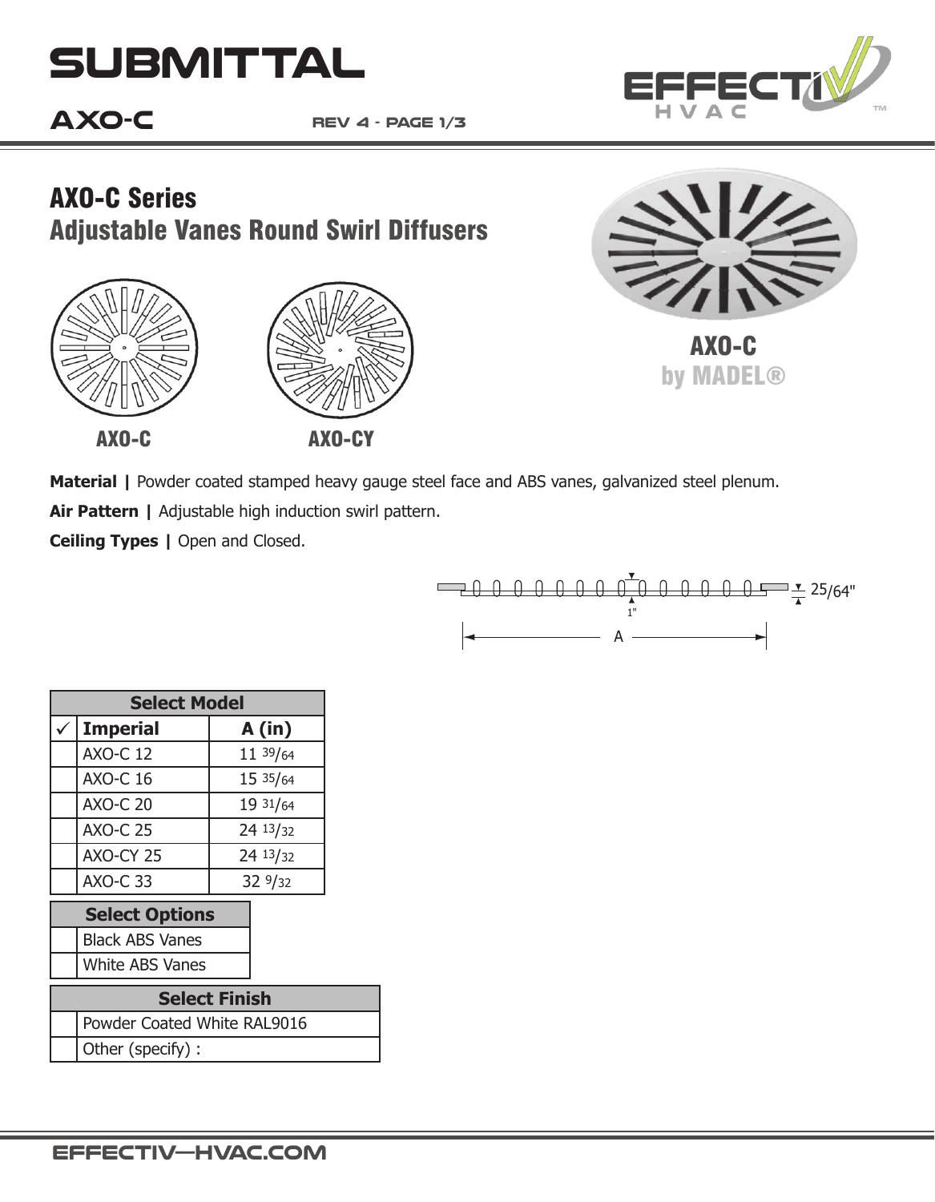# SUBMITTAL

**AXO-C** REV 4

## AXO-C Series
## Adjustable Vanes Round Swirl Diffusers

AXO-C

AXO-CY

**AXO-C**
**by MADEL®**

**Material |** Powder coated stamped heavy gauge steel face and ABS vanes, galvanized steel plenum.

**Air Pattern |** Adjustable high induction swirl pattern.

**Ceiling Types |** Open and Closed.

25/64"

1"

A

| Select Model | | |
|---|---|---|
| ✓ | **Imperial** | **A (in)** |
| | AXO-C 12 | 11 39/64 |
| | AXO-C 16 | 15 35/64 |
| | AXO-C 20 | 19 31/64 |
| | AXO-C 25 | 24 13/32 |
| | AXO-CY 25 | 24 13/32 |
| | AXO-C 33 | 32 9/32 |

| Select Options | |
|---|---|
| | Black ABS Vanes |
| | White ABS Vanes |

| Select Finish | |
|---|---|
| | Powder Coated White RAL9016 |
| | Other (specify) : |

EFFECTIV-HVAC.COM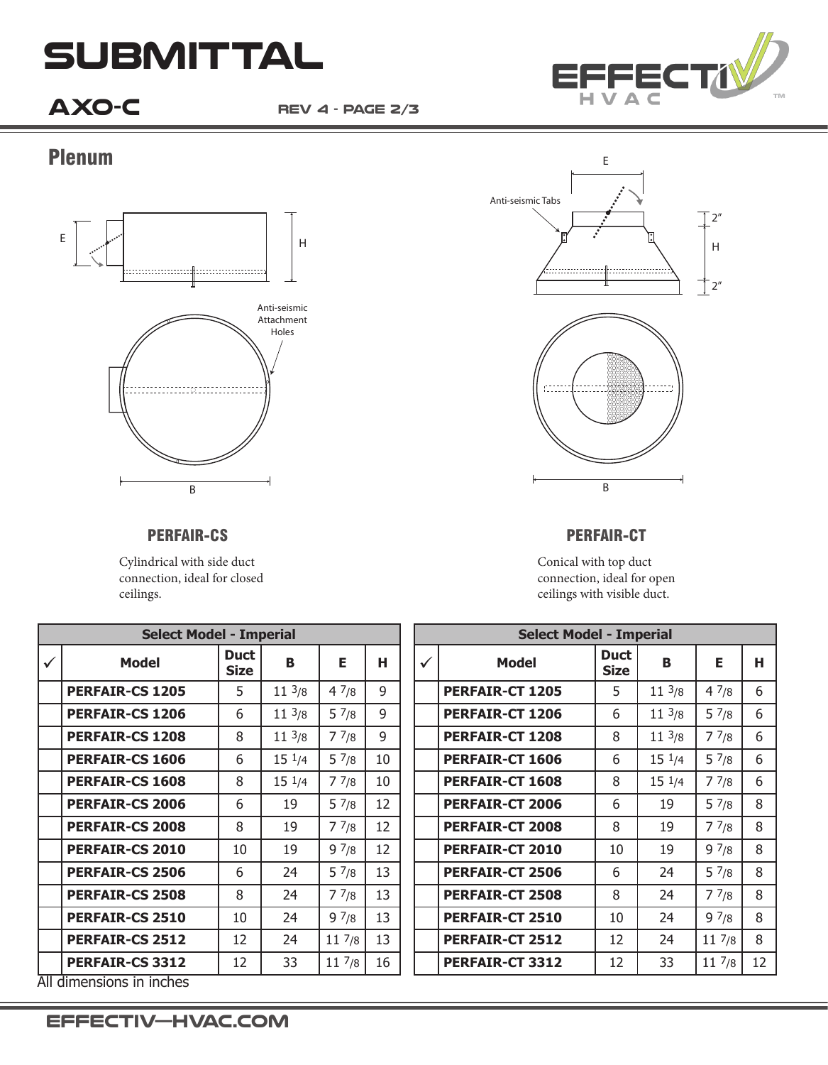# SUBMITTAL

## AXO-C

REV 4 - PAGE 2/3

## Plenum

### PERFAIR-CS

Cylindrical with side duct connection, ideal for closed ceilings.

### PERFAIR-CT

Conical with top duct connection, ideal for open ceilings with visible duct.

| Select Model - Imperial | | | | | |
|---|---|---|---|---|---|
| ✓ | Model | Duct Size | B | E | H |
| | **PERFAIR-CS 1205** | 5 | 11 3/8 | 4 7/8 | 9 |
| | **PERFAIR-CS 1206** | 6 | 11 3/8 | 5 7/8 | 9 |
| | **PERFAIR-CS 1208** | 8 | 11 3/8 | 7 7/8 | 9 |
| | **PERFAIR-CS 1606** | 6 | 15 1/4 | 5 7/8 | 10 |
| | **PERFAIR-CS 1608** | 8 | 15 1/4 | 7 7/8 | 10 |
| | **PERFAIR-CS 2006** | 6 | 19 | 5 7/8 | 12 |
| | **PERFAIR-CS 2008** | 8 | 19 | 7 7/8 | 12 |
| | **PERFAIR-CS 2010** | 10 | 19 | 9 7/8 | 12 |
| | **PERFAIR-CS 2506** | 6 | 24 | 5 7/8 | 13 |
| | **PERFAIR-CS 2508** | 8 | 24 | 7 7/8 | 13 |
| | **PERFAIR-CS 2510** | 10 | 24 | 9 7/8 | 13 |
| | **PERFAIR-CS 2512** | 12 | 24 | 11 7/8 | 13 |
| | **PERFAIR-CS 3312** | 12 | 33 | 11 7/8 | 16 |

| Select Model - Imperial | | | | | |
|---|---|---|---|---|---|
| ✓ | Model | Duct Size | B | E | H |
| | **PERFAIR-CT 1205** | 5 | 11 3/8 | 4 7/8 | 6 |
| | **PERFAIR-CT 1206** | 6 | 11 3/8 | 5 7/8 | 6 |
| | **PERFAIR-CT 1208** | 8 | 11 3/8 | 7 7/8 | 6 |
| | **PERFAIR-CT 1606** | 6 | 15 1/4 | 5 7/8 | 6 |
| | **PERFAIR-CT 1608** | 8 | 15 1/4 | 7 7/8 | 6 |
| | **PERFAIR-CT 2006** | 6 | 19 | 5 7/8 | 8 |
| | **PERFAIR-CT 2008** | 8 | 19 | 7 7/8 | 8 |
| | **PERFAIR-CT 2010** | 10 | 19 | 9 7/8 | 8 |
| | **PERFAIR-CT 2506** | 6 | 24 | 5 7/8 | 8 |
| | **PERFAIR-CT 2508** | 8 | 24 | 7 7/8 | 8 |
| | **PERFAIR-CT 2510** | 10 | 24 | 9 7/8 | 8 |
| | **PERFAIR-CT 2512** | 12 | 24 | 11 7/8 | 8 |
| | **PERFAIR-CT 3312** | 12 | 33 | 11 7/8 | 12 |

All dimensions in inches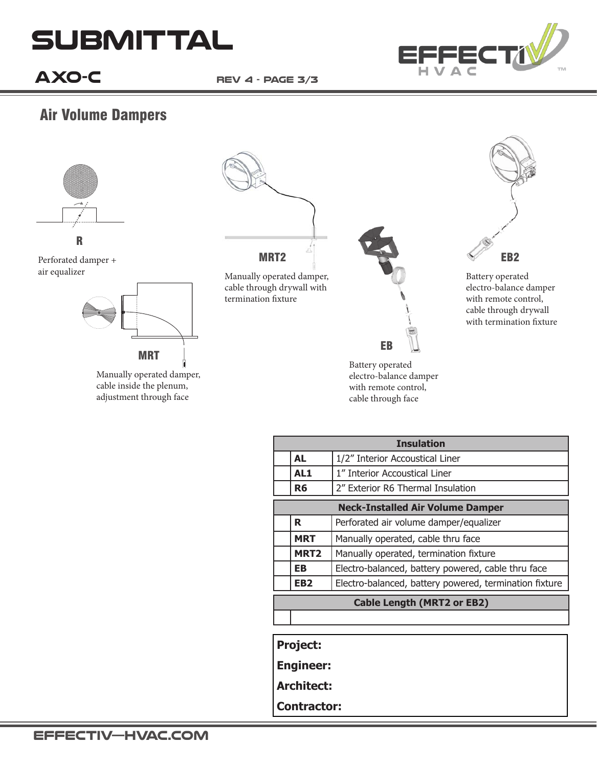# SUBMITTAL

## AXO-C

REV 4 - PAGE 3/3

## Air Volume Dampers

**R**

Perforated damper + air equalizer

**MRT2**

Manually operated damper, cable through drywall with termination fixture

**EB2**

Battery operated electro-balance damper with remote control, cable through drywall with termination fixture

**MRT**

Manually operated damper, cable inside the plenum, adjustment through face

**EB**

Battery operated electro-balance damper with remote control, cable through face

| | | |
|---|---|---|
| | **Insulation** | |
| | **AL** | 1/2” Interior Accoustical Liner |
| | **AL1** | 1” Interior Accoustical Liner |
| | **R6** | 2” Exterior R6 Thermal Insulation |

| | | |
|---|---|---|
| | **Neck-Installed Air Volume Damper** | |
| | **R** | Perforated air volume damper/equalizer |
| | **MRT** | Manually operated, cable thru face |
| | **MRT2** | Manually operated, termination fixture |
| | **EB** | Electro-balanced, battery powered, cable thru face |
| | **EB2** | Electro-balanced, battery powered, termination fixture |

| | |
|---|---|
| | **Cable Length (MRT2 or EB2)** |
| | |

**Project:**

**Engineer:**

**Architect:**

**Contractor:**

EFFECTIV—HVAC.COM